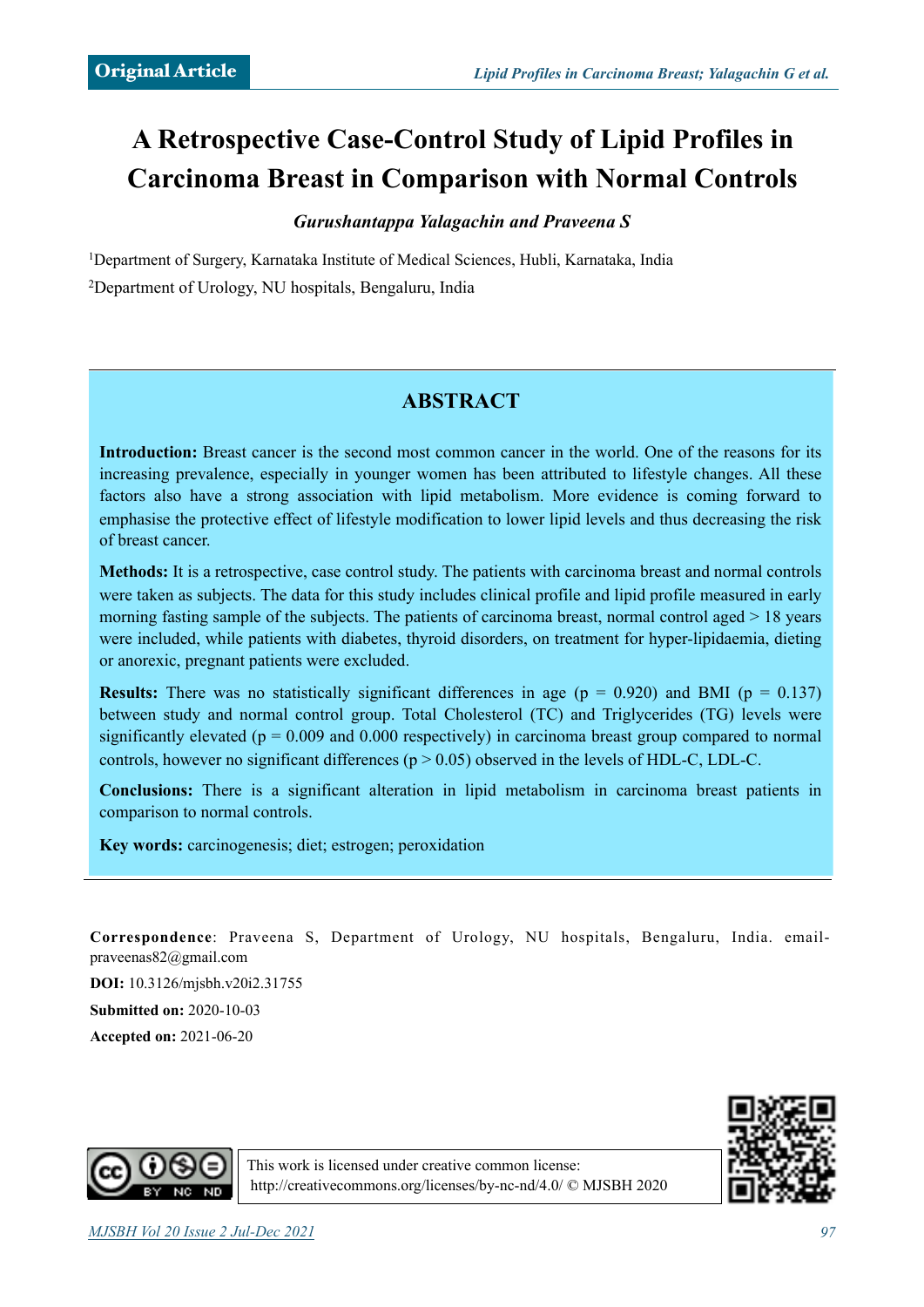Original Article

# A Retrospective Case-Control Study of Lipid Profiles in Carcinoma Breast in Comparison with Normal Controls

***Gurushantappa Yalagachin and Praveena S***

[1]Department of Surgery, Karnataka Institute of Medical Sciences, Hubli, Karnataka, India

[2]Department of Urology, NU hospitals, Bengaluru, India

## ABSTRACT

**Introduction:** Breast cancer is the second most common cancer in the world. One of the reasons for its increasing prevalence, especially in younger women has been attributed to lifestyle changes. All these factors also have a strong association with lipid metabolism. More evidence is coming forward to emphasise the protective effect of lifestyle modification to lower lipid levels and thus decreasing the risk of breast cancer.

**Methods:** It is a retrospective, case control study. The patients with carcinoma breast and normal controls were taken as subjects. The data for this study includes clinical profile and lipid profile measured in early morning fasting sample of the subjects. The patients of carcinoma breast, normal control aged > 18 years were included, while patients with diabetes, thyroid disorders, on treatment for hyper-lipidaemia, dieting or anorexic, pregnant patients were excluded.

**Results:** There was no statistically significant differences in age ($p = 0.920$) and BMI ($p = 0.137$) between study and normal control group. Total Cholesterol (TC) and Triglycerides (TG) levels were significantly elevated ($p = 0.009$ and 0.000 respectively) in carcinoma breast group compared to normal controls, however no significant differences ($p > 0.05$) observed in the levels of HDL-C, LDL-C.

**Conclusions:** There is a significant alteration in lipid metabolism in carcinoma breast patients in comparison to normal controls.

**Key words:** carcinogenesis; diet; estrogen; peroxidation

**Correspondence**: Praveena S, Department of Urology, NU hospitals, Bengaluru, India. email-praveenas82@gmail.com

**DOI:** 10.3126/mjsbh.v20i2.31755

**Submitted on:** 2020-10-03

**Accepted on:** 2021-06-20

This work is licensed under creative common license: http://creativecommons.org/licenses/by-nc-nd/4.0/ © MJSBH 2020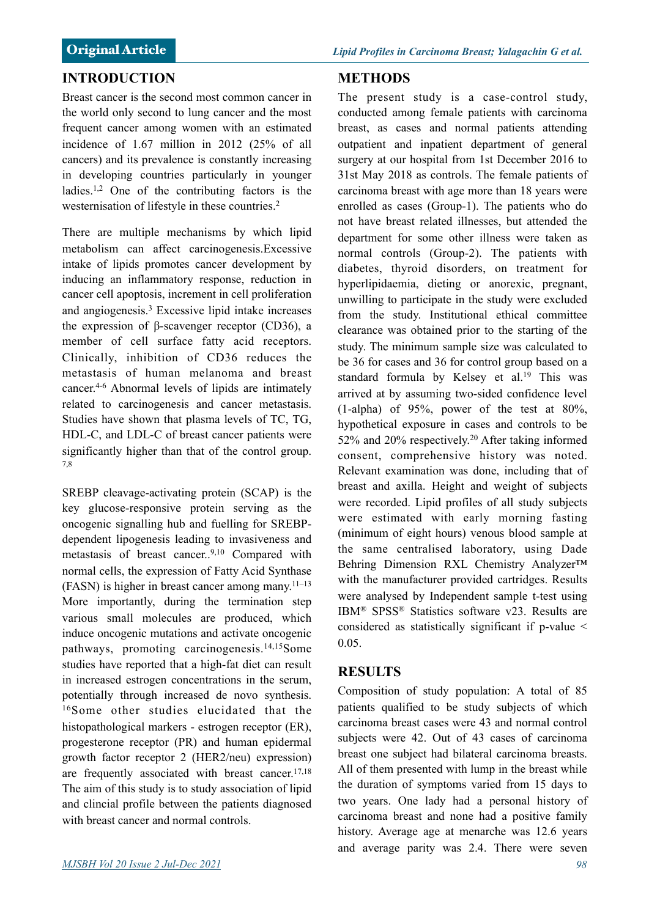## INTRODUCTION

Breast cancer is the second most common cancer in the world only second to lung cancer and the most frequent cancer among women with an estimated incidence of 1.67 million in 2012 (25% of all cancers) and its prevalence is constantly increasing in developing countries particularly in younger ladies.[1,2] One of the contributing factors is the westernisation of lifestyle in these countries.[2]

There are multiple mechanisms by which lipid metabolism can affect carcinogenesis.Excessive intake of lipids promotes cancer development by inducing an inflammatory response, reduction in cancer cell apoptosis, increment in cell proliferation and angiogenesis.[3] Excessive lipid intake increases the expression of β-scavenger receptor (CD36), a member of cell surface fatty acid receptors. Clinically, inhibition of CD36 reduces the metastasis of human melanoma and breast cancer.[4-6] Abnormal levels of lipids are intimately related to carcinogenesis and cancer metastasis. Studies have shown that plasma levels of TC, TG, HDL-C, and LDL-C of breast cancer patients were significantly higher than that of the control group.[7,8]

SREBP cleavage-activating protein (SCAP) is the key glucose-responsive protein serving as the oncogenic signalling hub and fuelling for SREBP-dependent lipogenesis leading to invasiveness and metastasis of breast cancer..[9,10] Compared with normal cells, the expression of Fatty Acid Synthase (FASN) is higher in breast cancer among many.[11–13] More importantly, during the termination step various small molecules are produced, which induce oncogenic mutations and activate oncogenic pathways, promoting carcinogenesis.[14,15]Some studies have reported that a high-fat diet can result in increased estrogen concentrations in the serum, potentially through increased de novo synthesis.[16]Some other studies elucidated that the histopathological markers - estrogen receptor (ER), progesterone receptor (PR) and human epidermal growth factor receptor 2 (HER2/neu) expression) are frequently associated with breast cancer.[17,18] The aim of this study is to study association of lipid and clincial profile between the patients diagnosed with breast cancer and normal controls.

## METHODS

The present study is a case-control study, conducted among female patients with carcinoma breast, as cases and normal patients attending outpatient and inpatient department of general surgery at our hospital from 1st December 2016 to 31st May 2018 as controls. The female patients of carcinoma breast with age more than 18 years were enrolled as cases (Group-1). The patients who do not have breast related illnesses, but attended the department for some other illness were taken as normal controls (Group-2). The patients with diabetes, thyroid disorders, on treatment for hyperlipidaemia, dieting or anorexic, pregnant, unwilling to participate in the study were excluded from the study. Institutional ethical committee clearance was obtained prior to the starting of the study. The minimum sample size was calculated to be 36 for cases and 36 for control group based on a standard formula by Kelsey et al.[19] This was arrived at by assuming two-sided confidence level (1-alpha) of 95%, power of the test at 80%, hypothetical exposure in cases and controls to be 52% and 20% respectively.[20] After taking informed consent, comprehensive history was noted. Relevant examination was done, including that of breast and axilla. Height and weight of subjects were recorded. Lipid profiles of all study subjects were estimated with early morning fasting (minimum of eight hours) venous blood sample at the same centralised laboratory, using Dade Behring Dimension RXL Chemistry Analyzer™ with the manufacturer provided cartridges. Results were analysed by Independent sample t-test using IBM® SPSS® Statistics software v23. Results are considered as statistically significant if p-value < 0.05.

## RESULTS

Composition of study population: A total of 85 patients qualified to be study subjects of which carcinoma breast cases were 43 and normal control subjects were 42. Out of 43 cases of carcinoma breast one subject had bilateral carcinoma breasts. All of them presented with lump in the breast while the duration of symptoms varied from 15 days to two years. One lady had a personal history of carcinoma breast and none had a positive family history. Average age at menarche was 12.6 years and average parity was 2.4. There were seven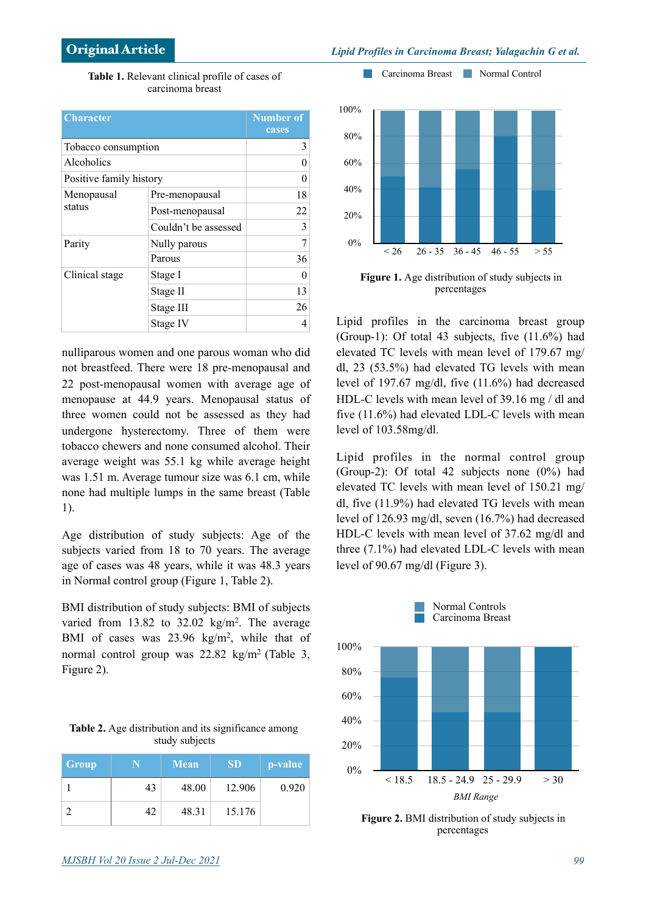**Table 1.** Relevant clinical profile of cases of carcinoma breast

| Character | | Number of cases |
|---|---|---|
| Tobacco consumption | | 3 |
| Alcoholics | | 0 |
| Positive family history | | 0 |
| Menopausal status | Pre-menopausal | 18 |
| | Post-menopausal | 22 |
| | Couldn't be assessed | 3 |
| Parity | Nully parous | 7 |
| | Parous | 36 |
| Clinical stage | Stage I | 0 |
| | Stage II | 13 |
| | Stage III | 26 |
| | Stage IV | 4 |

nulliparous women and one parous woman who did not breastfeed. There were 18 pre-menopausal and 22 post-menopausal women with average age of menopause at 44.9 years. Menopausal status of three women could not be assessed as they had undergone hysterectomy. Three of them were tobacco chewers and none consumed alcohol. Their average weight was 55.1 kg while average height was 1.51 m. Average tumour size was 6.1 cm, while none had multiple lumps in the same breast (Table 1).

Age distribution of study subjects: Age of the subjects varied from 18 to 70 years. The average age of cases was 48 years, while it was 48.3 years in Normal control group (Figure 1, Table 2).

BMI distribution of study subjects: BMI of subjects varied from 13.82 to 32.02 kg/m$^2$. The average BMI of cases was 23.96 kg/m$^2$, while that of normal control group was 22.82 kg/m$^2$ (Table 3, Figure 2).

**Table 2.** Age distribution and its significance among study subjects

| Group | N | Mean | SD | p-value |
|---|---|---|---|---|
| 1 | 43 | 48.00 | 12.906 | 0.920 |
| 2 | 42 | 48.31 | 15.176 | |

**Figure 1.** Age distribution of study subjects in percentages

Lipid profiles in the carcinoma breast group (Group-1): Of total 43 subjects, five (11.6%) had elevated TC levels with mean level of 179.67 mg/dl, 23 (53.5%) had elevated TG levels with mean level of 197.67 mg/dl, five (11.6%) had decreased HDL-C levels with mean level of 39.16 mg / dl and five (11.6%) had elevated LDL-C levels with mean level of 103.58mg/dl.

Lipid profiles in the normal control group (Group-2): Of total 42 subjects none (0%) had elevated TC levels with mean level of 150.21 mg/dl, five (11.9%) had elevated TG levels with mean level of 126.93 mg/dl, seven (16.7%) had decreased HDL-C levels with mean level of 37.62 mg/dl and three (7.1%) had elevated LDL-C levels with mean level of 90.67 mg/dl (Figure 3).

**Figure 2.** BMI distribution of study subjects in percentages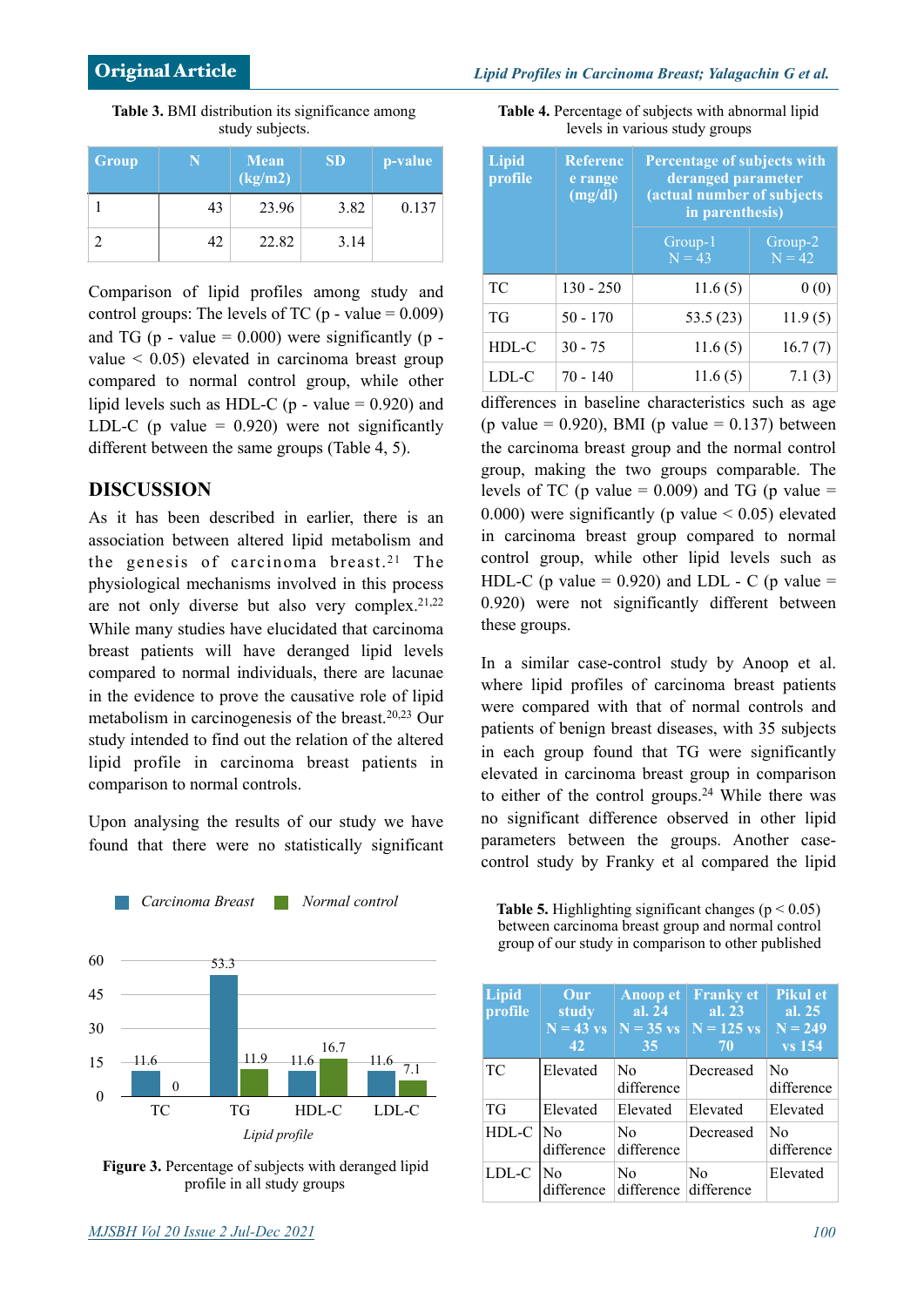**Table 3.** BMI distribution its significance among study subjects.

| Group | N | Mean (kg/m2) | SD | p-value |
|---|---|---|---|---|
| 1 | 43 | 23.96 | 3.82 | 0.137 |
| 2 | 42 | 22.82 | 3.14 | |

Comparison of lipid profiles among study and control groups: The levels of TC (p - value = 0.009) and TG (p - value = 0.000) were significantly (p - value < 0.05) elevated in carcinoma breast group compared to normal control group, while other lipid levels such as HDL-C (p - value = 0.920) and LDL-C (p value = 0.920) were not significantly different between the same groups (Table 4, 5).

## DISCUSSION

As it has been described in earlier, there is an association between altered lipid metabolism and the genesis of carcinoma breast.[21] The physiological mechanisms involved in this process are not only diverse but also very complex.[21,22] While many studies have elucidated that carcinoma breast patients will have deranged lipid levels compared to normal individuals, there are lacunae in the evidence to prove the causative role of lipid metabolism in carcinogenesis of the breast.[20,23] Our study intended to find out the relation of the altered lipid profile in carcinoma breast patients in comparison to normal controls.

Upon analysing the results of our study we have found that there were no statistically significant differences in baseline characteristics such as age (p value = 0.920), BMI (p value = 0.137) between the carcinoma breast group and the normal control group, making the two groups comparable. The levels of TC (p value = 0.009) and TG (p value = 0.000) were significantly (p value < 0.05) elevated in carcinoma breast group compared to normal control group, while other lipid levels such as HDL-C (p value = 0.920) and LDL - C (p value = 0.920) were not significantly different between these groups.

In a similar case-control study by Anoop et al. where lipid profiles of carcinoma breast patients were compared with that of normal controls and patients of benign breast diseases, with 35 subjects in each group found that TG were significantly elevated in carcinoma breast group in comparison to either of the control groups.[24] While there was no significant difference observed in other lipid parameters between the groups. Another case-control study by Franky et al compared the lipid

**Table 4.** Percentage of subjects with abnormal lipid levels in various study groups

| Lipid profile | Reference range (mg/dl) | Percentage of subjects with deranged parameter (actual number of subjects in parenthesis) | |
|---|---|---|---|
| | | Group-1 N = 43 | Group-2 N = 42 |
| TC | 130 - 250 | 11.6 (5) | 0 (0) |
| TG | 50 - 170 | 53.5 (23) | 11.9 (5) |
| HDL-C | 30 - 75 | 11.6 (5) | 16.7 (7) |
| LDL-C | 70 - 140 | 11.6 (5) | 7.1 (3) |

**Figure 3.** Percentage of subjects with deranged lipid profile in all study groups

**Table 5.** Highlighting significant changes (p < 0.05) between carcinoma breast group and normal control group of our study in comparison to other published

| Lipid profile | Our study N = 43 vs 42 | Anoop et al. 24 N = 35 vs 35 | Franky et al. 23 N = 125 vs 70 | Pikul et al. 25 N = 249 vs 154 |
|---|---|---|---|---|
| TC | Elevated | No difference | Decreased | No difference |
| TG | Elevated | Elevated | Elevated | Elevated |
| HDL-C | No difference | No difference | Decreased | No difference |
| LDL-C | No difference | No difference | No difference | Elevated |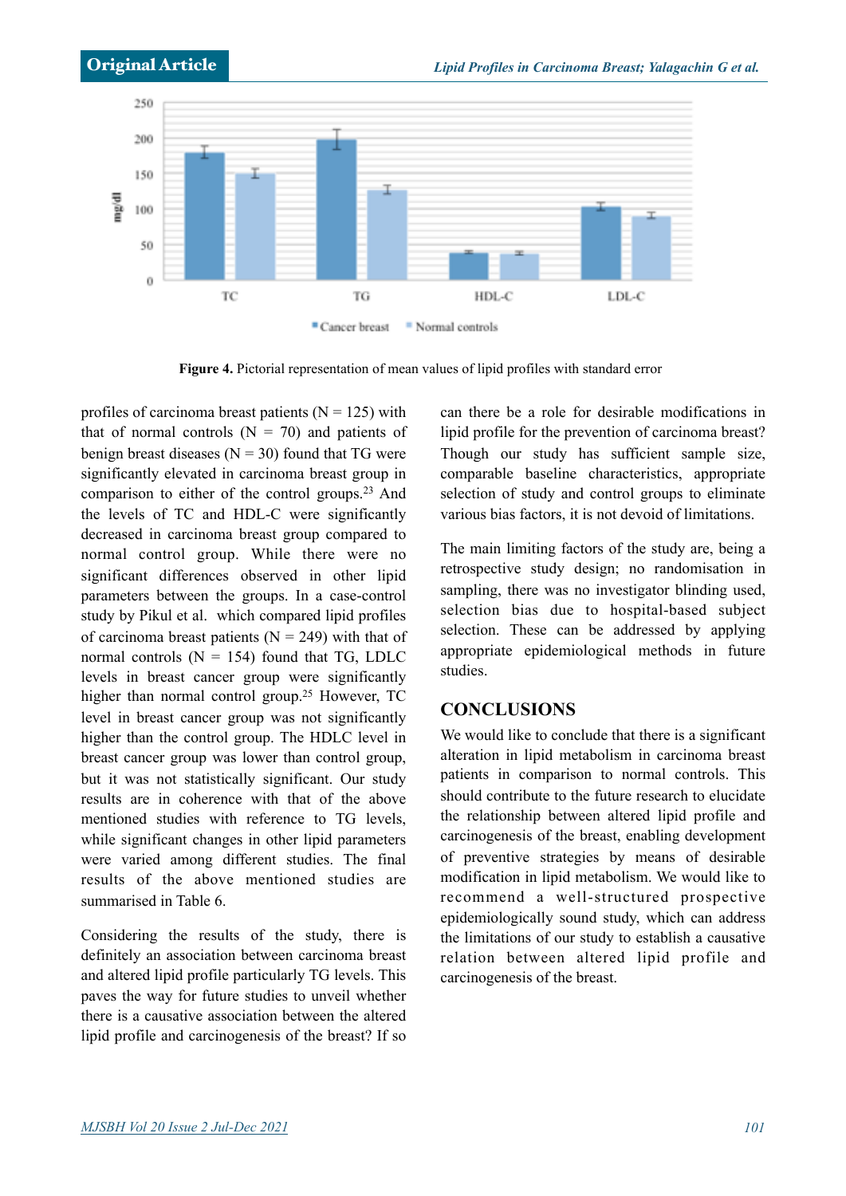Figure 4. Pictorial representation of mean values of lipid profiles with standard error

profiles of carcinoma breast patients (N = 125) with that of normal controls (N = 70) and patients of benign breast diseases (N = 30) found that TG were significantly elevated in carcinoma breast group in comparison to either of the control groups.[23] And the levels of TC and HDL-C were significantly decreased in carcinoma breast group compared to normal control group. While there were no significant differences observed in other lipid parameters between the groups. In a case-control study by Pikul et al. which compared lipid profiles of carcinoma breast patients (N = 249) with that of normal controls (N = 154) found that TG, LDLC levels in breast cancer group were significantly higher than normal control group.[25] However, TC level in breast cancer group was not significantly higher than the control group. The HDLC level in breast cancer group was lower than control group, but it was not statistically significant. Our study results are in coherence with that of the above mentioned studies with reference to TG levels, while significant changes in other lipid parameters were varied among different studies. The final results of the above mentioned studies are summarised in Table 6.

Considering the results of the study, there is definitely an association between carcinoma breast and altered lipid profile particularly TG levels. This paves the way for future studies to unveil whether there is a causative association between the altered lipid profile and carcinogenesis of the breast? If so can there be a role for desirable modifications in lipid profile for the prevention of carcinoma breast? Though our study has sufficient sample size, comparable baseline characteristics, appropriate selection of study and control groups to eliminate various bias factors, it is not devoid of limitations.

The main limiting factors of the study are, being a retrospective study design; no randomisation in sampling, there was no investigator blinding used, selection bias due to hospital-based subject selection. These can be addressed by applying appropriate epidemiological methods in future studies.

## CONCLUSIONS

We would like to conclude that there is a significant alteration in lipid metabolism in carcinoma breast patients in comparison to normal controls. This should contribute to the future research to elucidate the relationship between altered lipid profile and carcinogenesis of the breast, enabling development of preventive strategies by means of desirable modification in lipid metabolism. We would like to recommend a well-structured prospective epidemiologically sound study, which can address the limitations of our study to establish a causative relation between altered lipid profile and carcinogenesis of the breast.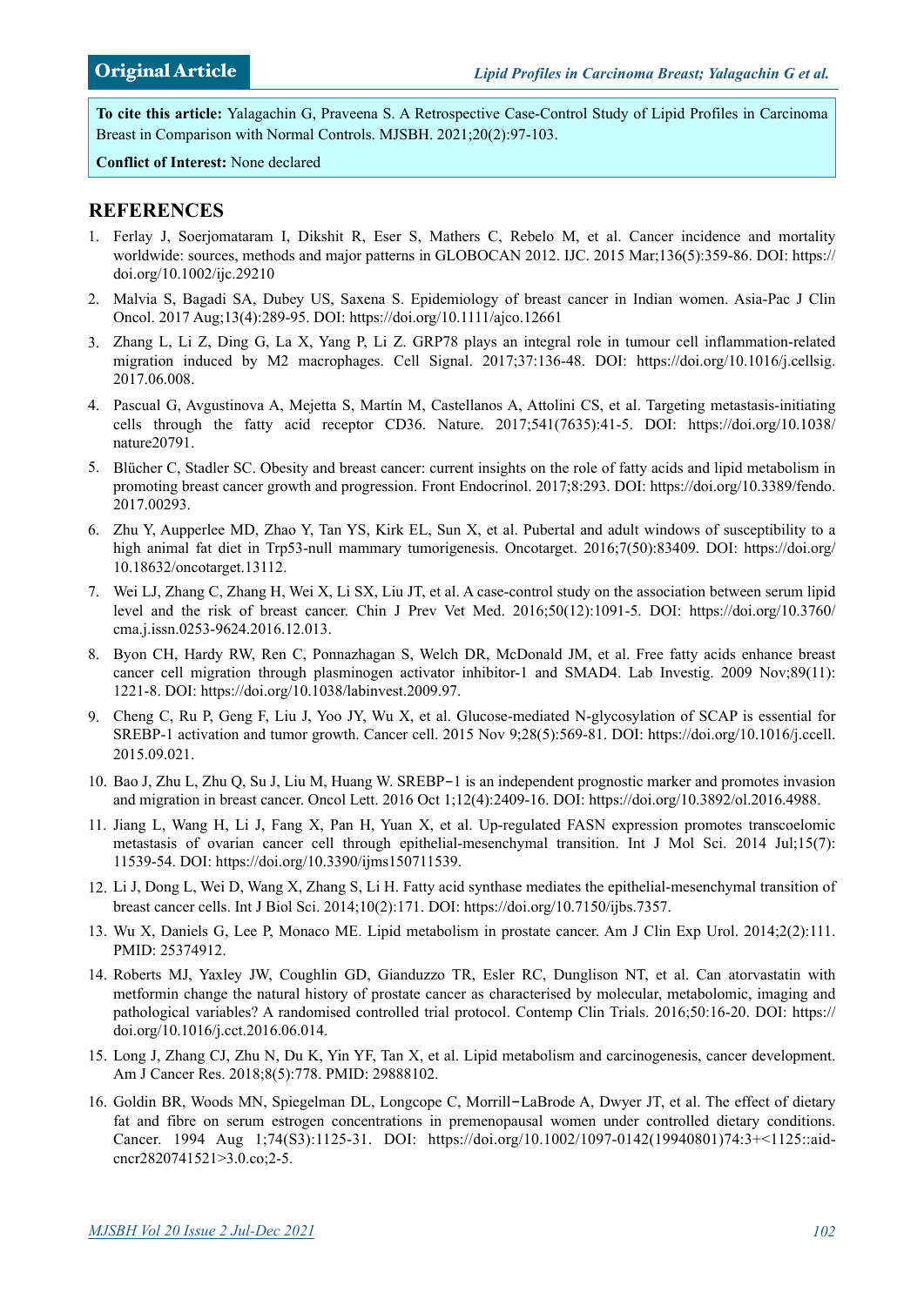**To cite this article:** Yalagachin G, Praveena S. A Retrospective Case-Control Study of Lipid Profiles in Carcinoma Breast in Comparison with Normal Controls. MJSBH. 2021;20(2):97-103.

**Conflict of Interest:** None declared

## REFERENCES

1. Ferlay J, Soerjomataram I, Dikshit R, Eser S, Mathers C, Rebelo M, et al. Cancer incidence and mortality worldwide: sources, methods and major patterns in GLOBOCAN 2012. IJC. 2015 Mar;136(5):359-86. DOI: https://doi.org/10.1002/ijc.29210
2. Malvia S, Bagadi SA, Dubey US, Saxena S. Epidemiology of breast cancer in Indian women. Asia-Pac J Clin Oncol. 2017 Aug;13(4):289-95. DOI: https://doi.org/10.1111/ajco.12661
3. Zhang L, Li Z, Ding G, La X, Yang P, Li Z. GRP78 plays an integral role in tumour cell inflammation-related migration induced by M2 macrophages. Cell Signal. 2017;37:136-48. DOI: https://doi.org/10.1016/j.cellsig.2017.06.008.
4. Pascual G, Avgustinova A, Mejetta S, Martín M, Castellanos A, Attolini CS, et al. Targeting metastasis-initiating cells through the fatty acid receptor CD36. Nature. 2017;541(7635):41-5. DOI: https://doi.org/10.1038/nature20791.
5. Blücher C, Stadler SC. Obesity and breast cancer: current insights on the role of fatty acids and lipid metabolism in promoting breast cancer growth and progression. Front Endocrinol. 2017;8:293. DOI: https://doi.org/10.3389/fendo.2017.00293.
6. Zhu Y, Aupperlee MD, Zhao Y, Tan YS, Kirk EL, Sun X, et al. Pubertal and adult windows of susceptibility to a high animal fat diet in Trp53-null mammary tumorigenesis. Oncotarget. 2016;7(50):83409. DOI: https://doi.org/10.18632/oncotarget.13112.
7. Wei LJ, Zhang C, Zhang H, Wei X, Li SX, Liu JT, et al. A case-control study on the association between serum lipid level and the risk of breast cancer. Chin J Prev Vet Med. 2016;50(12):1091-5. DOI: https://doi.org/10.3760/cma.j.issn.0253-9624.2016.12.013.
8. Byon CH, Hardy RW, Ren C, Ponnazhagan S, Welch DR, McDonald JM, et al. Free fatty acids enhance breast cancer cell migration through plasminogen activator inhibitor-1 and SMAD4. Lab Investig. 2009 Nov;89(11):1221-8. DOI: https://doi.org/10.1038/labinvest.2009.97.
9. Cheng C, Ru P, Geng F, Liu J, Yoo JY, Wu X, et al. Glucose-mediated N-glycosylation of SCAP is essential for SREBP-1 activation and tumor growth. Cancer cell. 2015 Nov 9;28(5):569-81. DOI: https://doi.org/10.1016/j.ccell.2015.09.021.
10. Bao J, Zhu L, Zhu Q, Su J, Liu M, Huang W. SREBP-1 is an independent prognostic marker and promotes invasion and migration in breast cancer. Oncol Lett. 2016 Oct 1;12(4):2409-16. DOI: https://doi.org/10.3892/ol.2016.4988.
11. Jiang L, Wang H, Li J, Fang X, Pan H, Yuan X, et al. Up-regulated FASN expression promotes transcoelomic metastasis of ovarian cancer cell through epithelial-mesenchymal transition. Int J Mol Sci. 2014 Jul;15(7):11539-54. DOI: https://doi.org/10.3390/ijms150711539.
12. Li J, Dong L, Wei D, Wang X, Zhang S, Li H. Fatty acid synthase mediates the epithelial-mesenchymal transition of breast cancer cells. Int J Biol Sci. 2014;10(2):171. DOI: https://doi.org/10.7150/ijbs.7357.
13. Wu X, Daniels G, Lee P, Monaco ME. Lipid metabolism in prostate cancer. Am J Clin Exp Urol. 2014;2(2):111. PMID: 25374912.
14. Roberts MJ, Yaxley JW, Coughlin GD, Gianduzzo TR, Esler RC, Dunglison NT, et al. Can atorvastatin with metformin change the natural history of prostate cancer as characterised by molecular, metabolomic, imaging and pathological variables? A randomised controlled trial protocol. Contemp Clin Trials. 2016;50:16-20. DOI: https://doi.org/10.1016/j.cct.2016.06.014.
15. Long J, Zhang CJ, Zhu N, Du K, Yin YF, Tan X, et al. Lipid metabolism and carcinogenesis, cancer development. Am J Cancer Res. 2018;8(5):778. PMID: 29888102.
16. Goldin BR, Woods MN, Spiegelman DL, Longcope C, Morrill-LaBrode A, Dwyer JT, et al. The effect of dietary fat and fibre on serum estrogen concentrations in premenopausal women under controlled dietary conditions. Cancer. 1994 Aug 1;74(S3):1125-31. DOI: https://doi.org/10.1002/1097-0142(19940801)74:3+<1125::aid-cncr2820741521>3.0.co;2-5.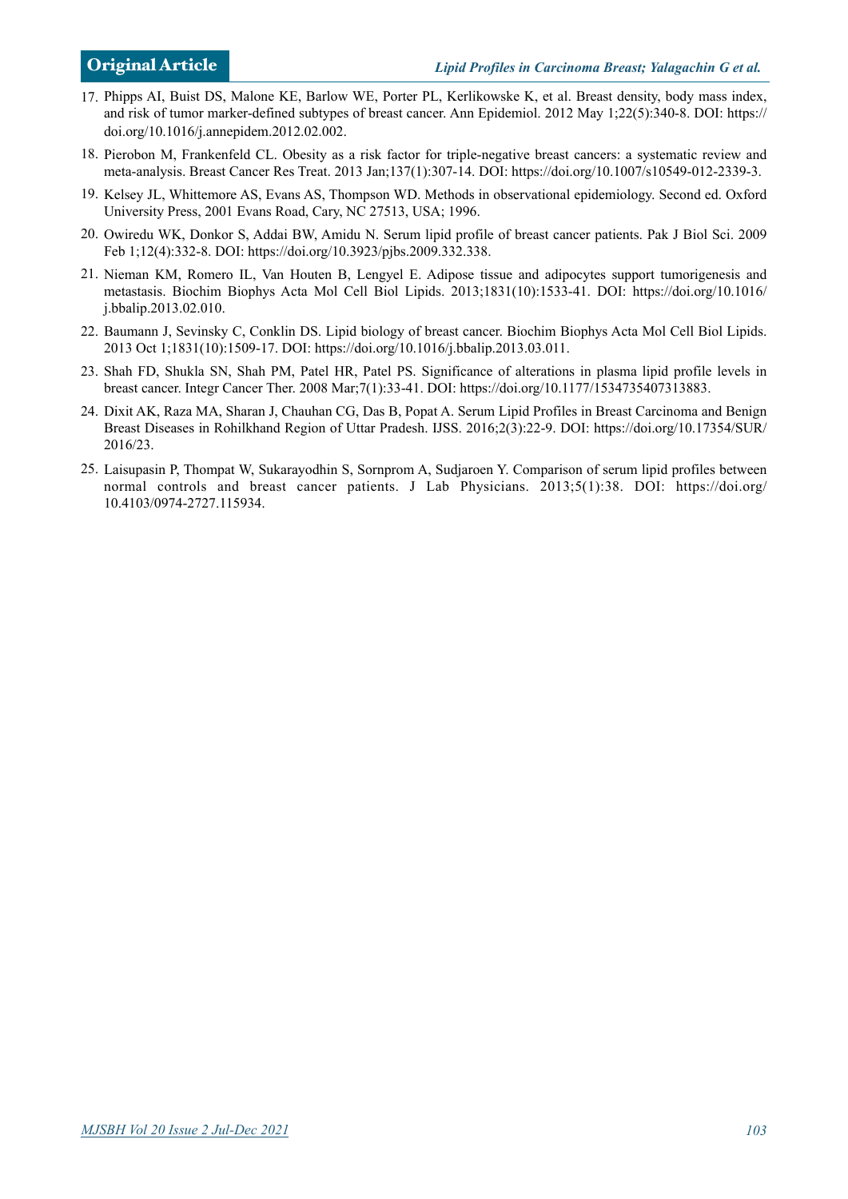17. Phipps AI, Buist DS, Malone KE, Barlow WE, Porter PL, Kerlikowske K, et al. Breast density, body mass index, and risk of tumor marker-defined subtypes of breast cancer. Ann Epidemiol. 2012 May 1;22(5):340-8. DOI: https://doi.org/10.1016/j.annepidem.2012.02.002.
18. Pierobon M, Frankenfeld CL. Obesity as a risk factor for triple-negative breast cancers: a systematic review and meta-analysis. Breast Cancer Res Treat. 2013 Jan;137(1):307-14. DOI: https://doi.org/10.1007/s10549-012-2339-3.
19. Kelsey JL, Whittemore AS, Evans AS, Thompson WD. Methods in observational epidemiology. Second ed. Oxford University Press, 2001 Evans Road, Cary, NC 27513, USA; 1996.
20. Owiredu WK, Donkor S, Addai BW, Amidu N. Serum lipid profile of breast cancer patients. Pak J Biol Sci. 2009 Feb 1;12(4):332-8. DOI: https://doi.org/10.3923/pjbs.2009.332.338.
21. Nieman KM, Romero IL, Van Houten B, Lengyel E. Adipose tissue and adipocytes support tumorigenesis and metastasis. Biochim Biophys Acta Mol Cell Biol Lipids. 2013;1831(10):1533-41. DOI: https://doi.org/10.1016/j.bbalip.2013.02.010.
22. Baumann J, Sevinsky C, Conklin DS. Lipid biology of breast cancer. Biochim Biophys Acta Mol Cell Biol Lipids. 2013 Oct 1;1831(10):1509-17. DOI: https://doi.org/10.1016/j.bbalip.2013.03.011.
23. Shah FD, Shukla SN, Shah PM, Patel HR, Patel PS. Significance of alterations in plasma lipid profile levels in breast cancer. Integr Cancer Ther. 2008 Mar;7(1):33-41. DOI: https://doi.org/10.1177/1534735407313883.
24. Dixit AK, Raza MA, Sharan J, Chauhan CG, Das B, Popat A. Serum Lipid Profiles in Breast Carcinoma and Benign Breast Diseases in Rohilkhand Region of Uttar Pradesh. IJSS. 2016;2(3):22-9. DOI: https://doi.org/10.17354/SUR/2016/23.
25. Laisupasin P, Thompat W, Sukarayodhin S, Sornprom A, Sudjaroen Y. Comparison of serum lipid profiles between normal controls and breast cancer patients. J Lab Physicians. 2013;5(1):38. DOI: https://doi.org/10.4103/0974-2727.115934.